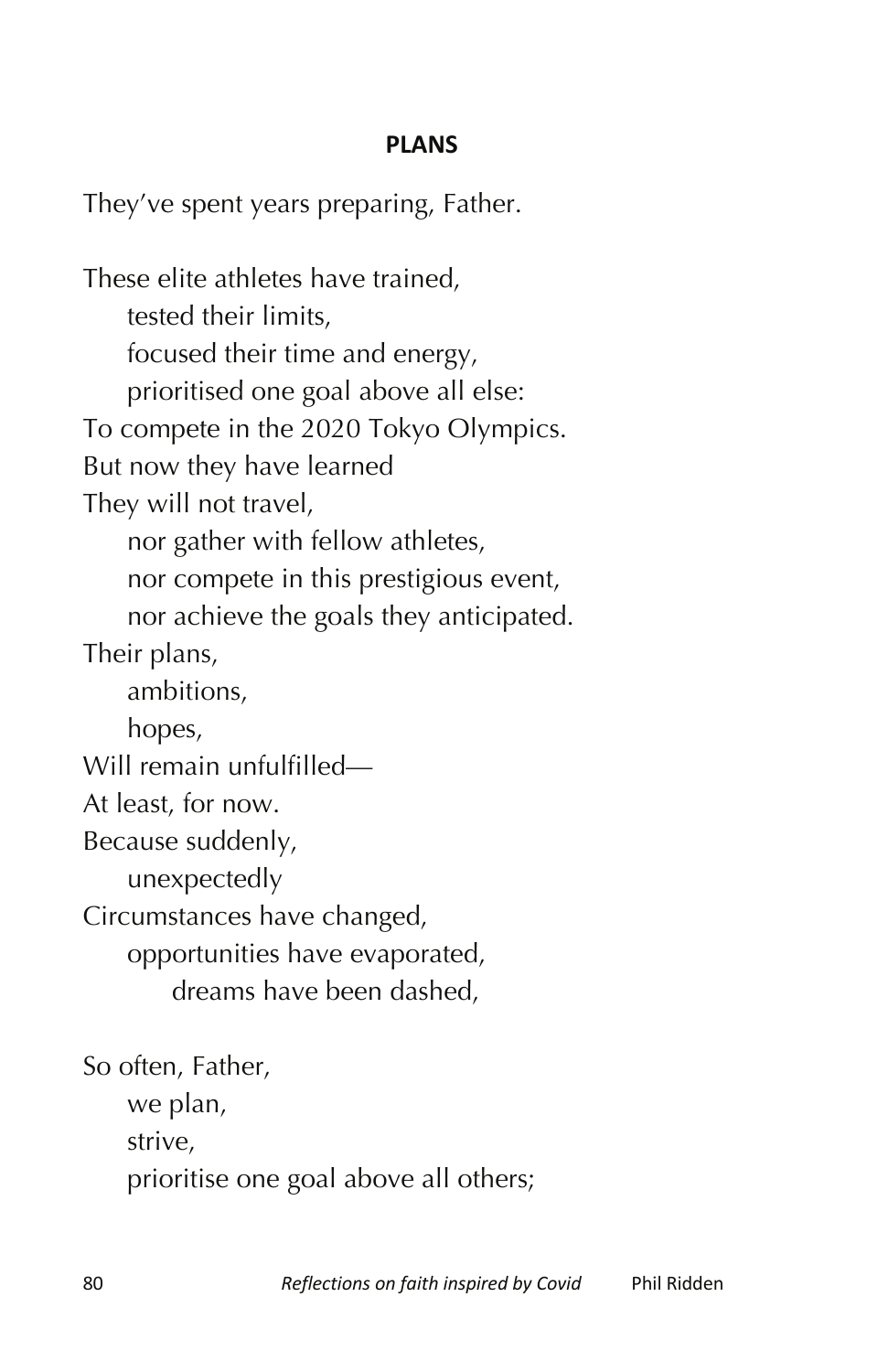**PLANS**

They’ve spent years preparing, Father.

These elite athletes have trained,  
    tested their limits,  
    focused their time and energy,  
    prioritised one goal above all else:  
To compete in the 2020 Tokyo Olympics.  
But now they have learned  
They will not travel,  
    nor gather with fellow athletes,  
    nor compete in this prestigious event,  
    nor achieve the goals they anticipated.  
Their plans,  
    ambitions,  
    hopes,  
Will remain unfulfilled—  
At least, for now.  
Because suddenly,  
    unexpectedly  
Circumstances have changed,  
    opportunities have evaporated,  
        dreams have been dashed,

So often, Father,  
    we plan,  
    strive,  
    prioritise one goal above all others;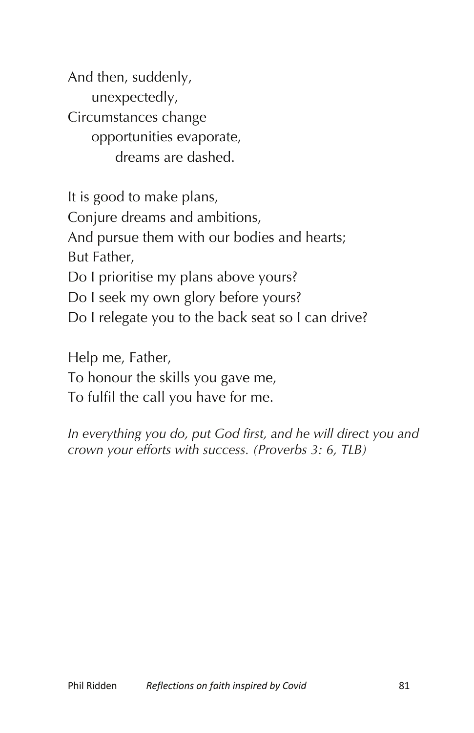And then, suddenly,
&nbsp;&nbsp;&nbsp;&nbsp;unexpectedly,
Circumstances change
&nbsp;&nbsp;&nbsp;&nbsp;opportunities evaporate,
&nbsp;&nbsp;&nbsp;&nbsp;&nbsp;&nbsp;&nbsp;&nbsp;dreams are dashed.

It is good to make plans,
Conjure dreams and ambitions,
And pursue them with our bodies and hearts;
But Father,
Do I prioritise my plans above yours?
Do I seek my own glory before yours?
Do I relegate you to the back seat so I can drive?

Help me, Father,
To honour the skills you gave me,
To fulfil the call you have for me.

*In everything you do, put God first, and he will direct you and crown your efforts with success. (Proverbs 3: 6, TLB)*